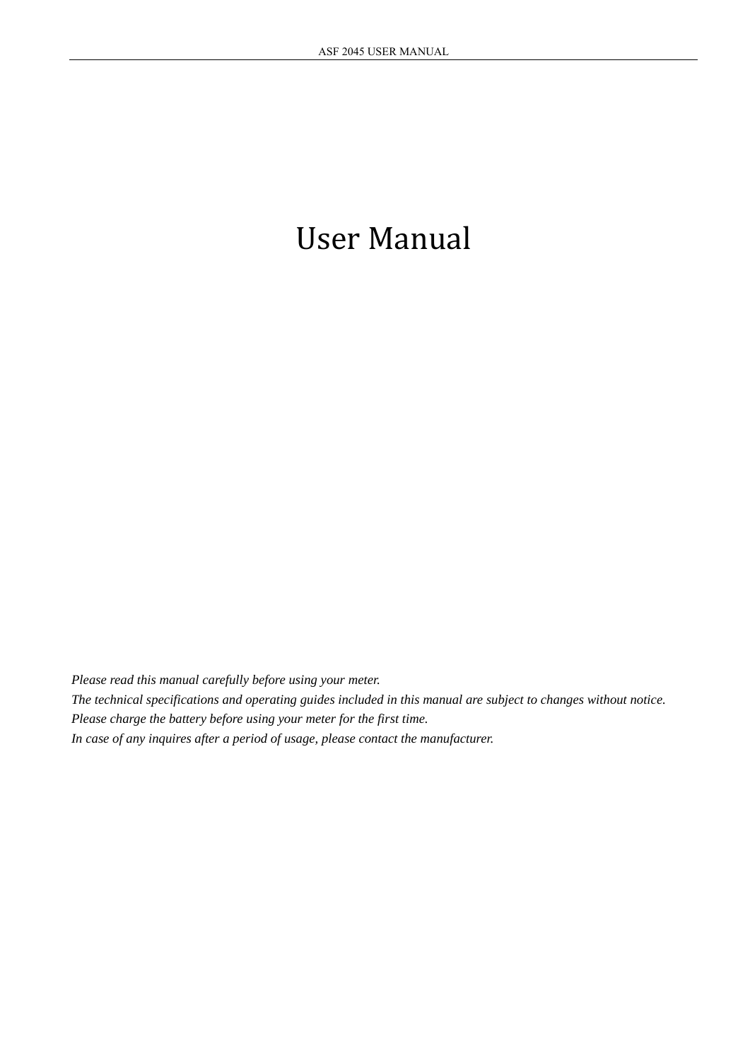# User Manual

*Please read this manual carefully before using your meter.*
*The technical specifications and operating guides included in this manual are subject to changes without notice.*
*Please charge the battery before using your meter for the first time.*
*In case of any inquires after a period of usage, please contact the manufacturer.*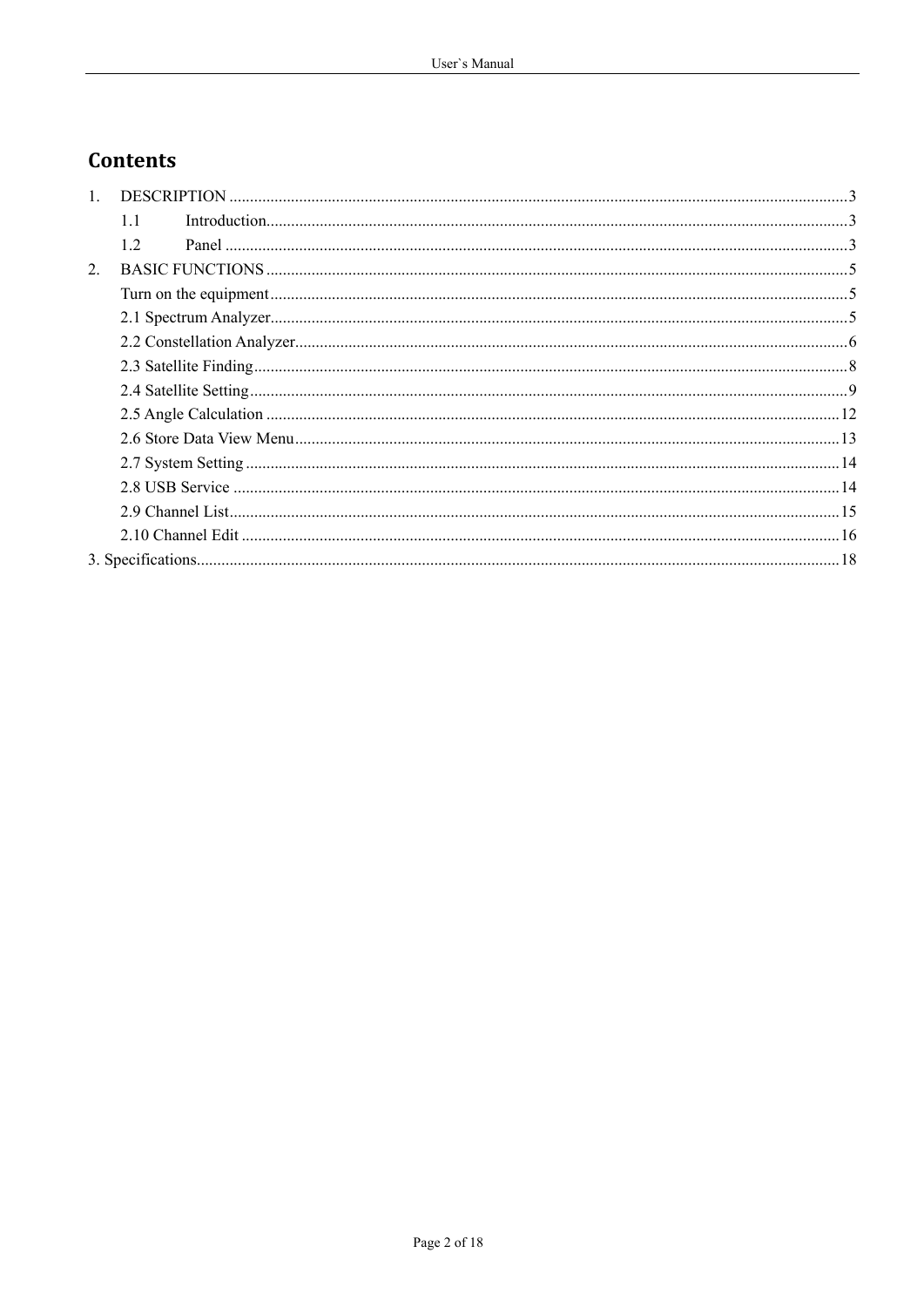# Contents

1. DESCRIPTION ........................................................................ 3
   - 1.1 Introduction ........................................................................ 3
   - 1.2 Panel ........................................................................ 3
2. BASIC FUNCTIONS ........................................................................ 5
   - Turn on the equipment ........................................................................ 5
   - 2.1 Spectrum Analyzer ........................................................................ 5
   - 2.2 Constellation Analyzer ........................................................................ 6
   - 2.3 Satellite Finding ........................................................................ 8
   - 2.4 Satellite Setting ........................................................................ 9
   - 2.5 Angle Calculation ........................................................................ 12
   - 2.6 Store Data View Menu ........................................................................ 13
   - 2.7 System Setting ........................................................................ 14
   - 2.8 USB Service ........................................................................ 14
   - 2.9 Channel List ........................................................................ 15
   - 2.10 Channel Edit ........................................................................ 16

3. Specifications ........................................................................ 18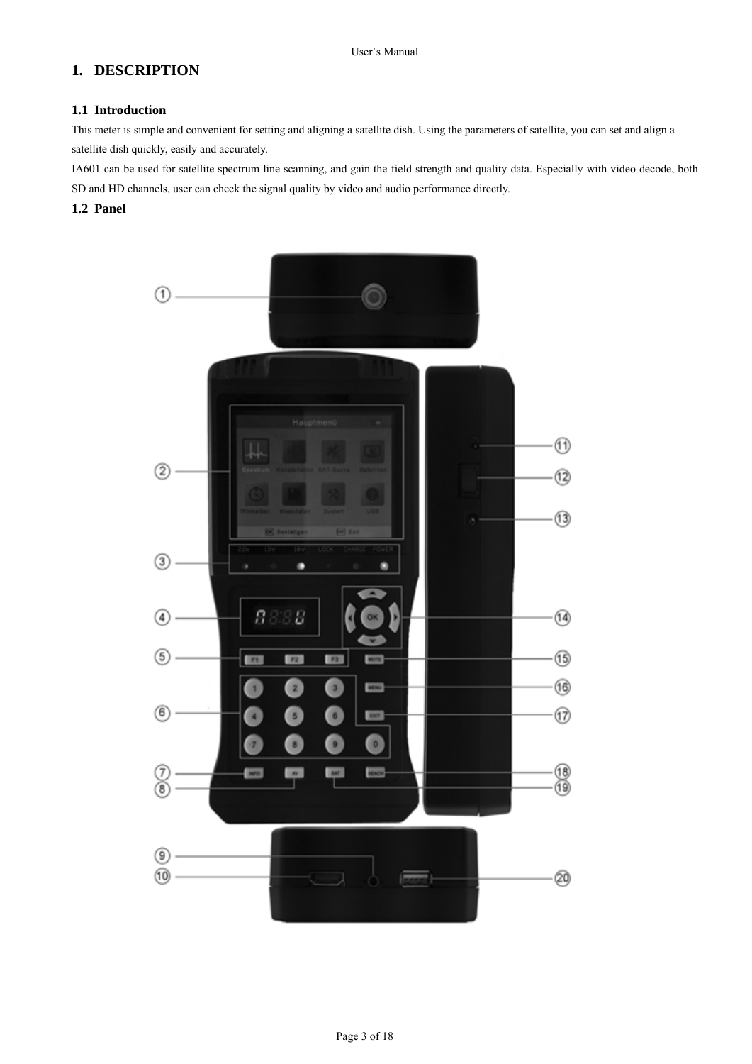# 1. DESCRIPTION

## 1.1 Introduction

This meter is simple and convenient for setting and aligning a satellite dish. Using the parameters of satellite, you can set and align a satellite dish quickly, easily and accurately.

IA601 can be used for satellite spectrum line scanning, and gain the field strength and quality data. Especially with video decode, both SD and HD channels, user can check the signal quality by video and audio performance directly.

## 1.2 Panel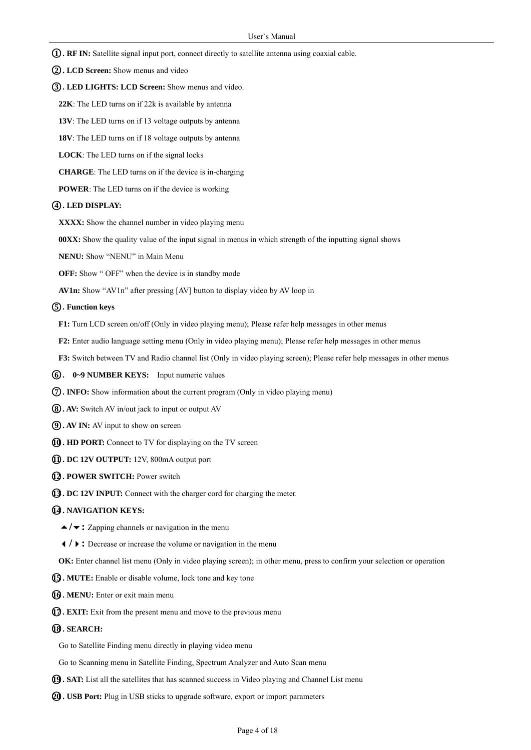①**. RF IN:** Satellite signal input port, connect directly to satellite antenna using coaxial cable.

②**. LCD Screen:** Show menus and video

③**. LED LIGHTS: LCD Screen:** Show menus and video.

**22K**: The LED turns on if 22k is available by antenna

**13V**: The LED turns on if 13 voltage outputs by antenna

**18V**: The LED turns on if 18 voltage outputs by antenna

**LOCK**: The LED turns on if the signal locks

**CHARGE**: The LED turns on if the device is in-charging

**POWER**: The LED turns on if the device is working

④**. LED DISPLAY:**

**XXXX:** Show the channel number in video playing menu

**00XX:** Show the quality value of the input signal in menus in which strength of the inputting signal shows

**NENU:** Show "NENU" in Main Menu

**OFF:** Show " OFF" when the device is in standby mode

**AV1n:** Show "AV1n" after pressing [AV] button to display video by AV loop in

⑤**. Function keys**

**F1:** Turn LCD screen on/off (Only in video playing menu); Please refer help messages in other menus

**F2:** Enter audio language setting menu (Only in video playing menu); Please refer help messages in other menus

**F3:** Switch between TV and Radio channel list (Only in video playing screen); Please refer help messages in other menus

⑥**. 0~9 NUMBER KEYS:** Input numeric values

⑦**. INFO:** Show information about the current program (Only in video playing menu)

⑧**. AV:** Switch AV in/out jack to input or output AV

⑨**. AV IN:** AV input to show on screen

⑩**. HD PORT:** Connect to TV for displaying on the TV screen

⑪**. DC 12V OUTPUT:** 12V, 800mA output port

⑫**. POWER SWITCH:** Power switch

⑬**. DC 12V INPUT:** Connect with the charger cord for charging the meter.

⑭**. NAVIGATION KEYS:**

**▲/▼:** Zapping channels or navigation in the menu

**◀/▶:** Decrease or increase the volume or navigation in the menu

**OK:** Enter channel list menu (Only in video playing screen); in other menu, press to confirm your selection or operation

⑮**. MUTE:** Enable or disable volume, lock tone and key tone

⑯**. MENU:** Enter or exit main menu

⑰**. EXIT:** Exit from the present menu and move to the previous menu

⑱**. SEARCH:**

Go to Satellite Finding menu directly in playing video menu

Go to Scanning menu in Satellite Finding, Spectrum Analyzer and Auto Scan menu

⑲**. SAT:** List all the satellites that has scanned success in Video playing and Channel List menu

⑳**. USB Port:** Plug in USB sticks to upgrade software, export or import parameters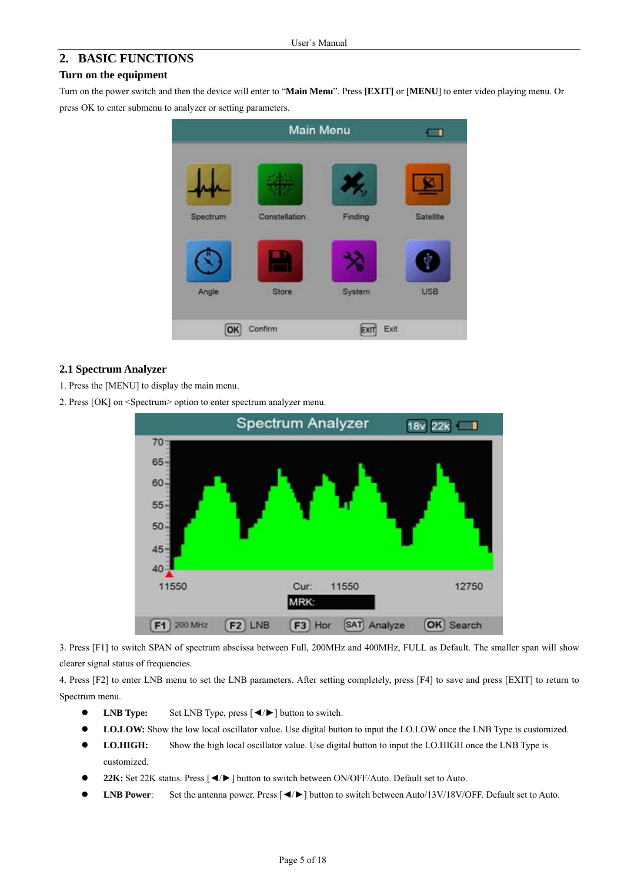## 2. BASIC FUNCTIONS

### Turn on the equipment

Turn on the power switch and then the device will enter to "**Main Menu**". Press **[EXIT]** or [**MENU**] to enter video playing menu. Or press OK to enter submenu to analyzer or setting parameters.

### 2.1 Spectrum Analyzer

1. Press the [MENU] to display the main menu.
2. Press [OK] on <Spectrum> option to enter spectrum analyzer menu.

3. Press [F1] to switch SPAN of spectrum abscissa between Full, 200MHz and 400MHz, FULL as Default. The smaller span will show clearer signal status of frequencies.

4. Press [F2] to enter LNB menu to set the LNB parameters. After setting completely, press [F4] to save and press [EXIT] to return to Spectrum menu.

- **LNB Type:** Set LNB Type, press [◄/►] button to switch.
- **LO.LOW:** Show the low local oscillator value. Use digital button to input the LO.LOW once the LNB Type is customized.
- **LO.HIGH:** Show the high local oscillator value. Use digital button to input the LO.HIGH once the LNB Type is customized.
- **22K:** Set 22K status. Press [◄/►] button to switch between ON/OFF/Auto. Default set to Auto.
- **LNB Power**: Set the antenna power. Press [◄/►] button to switch between Auto/13V/18V/OFF. Default set to Auto.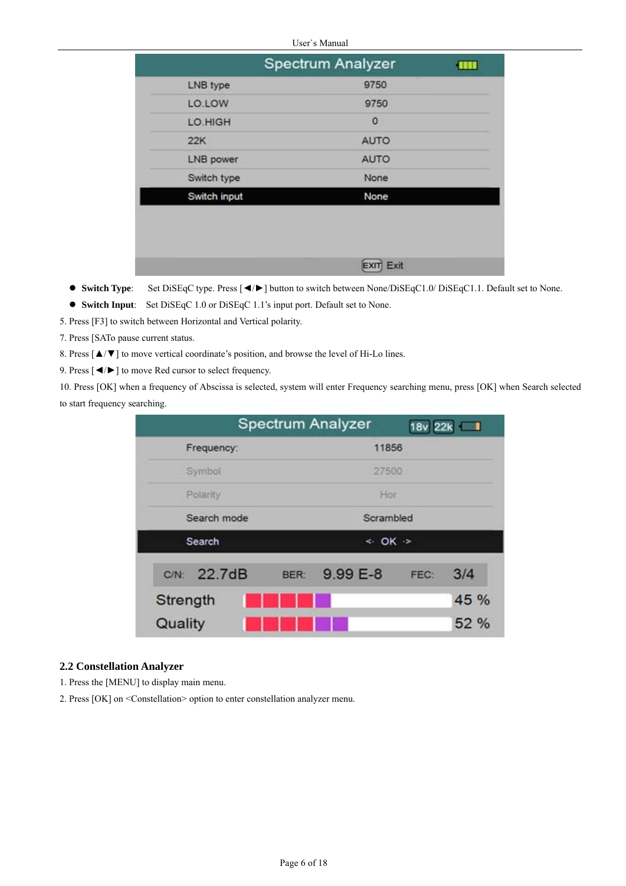- **Switch Type**: Set DiSEqC type. Press [◄/►] button to switch between None/DiSEqC1.0/ DiSEqC1.1. Default set to None.
- **Switch Input**: Set DiSEqC 1.0 or DiSEqC 1.1's input port. Default set to None.

5. Press [F3] to switch between Horizontal and Vertical polarity.

7. Press [SATo pause current status.

8. Press [▲/▼] to move vertical coordinate's position, and browse the level of Hi-Lo lines.

9. Press [◄/►] to move Red cursor to select frequency.

10. Press [OK] when a frequency of Abscissa is selected, system will enter Frequency searching menu, press [OK] when Search selected to start frequency searching.

## 2.2 Constellation Analyzer

1. Press the [MENU] to display main menu.
2. Press [OK] on <Constellation> option to enter constellation analyzer menu.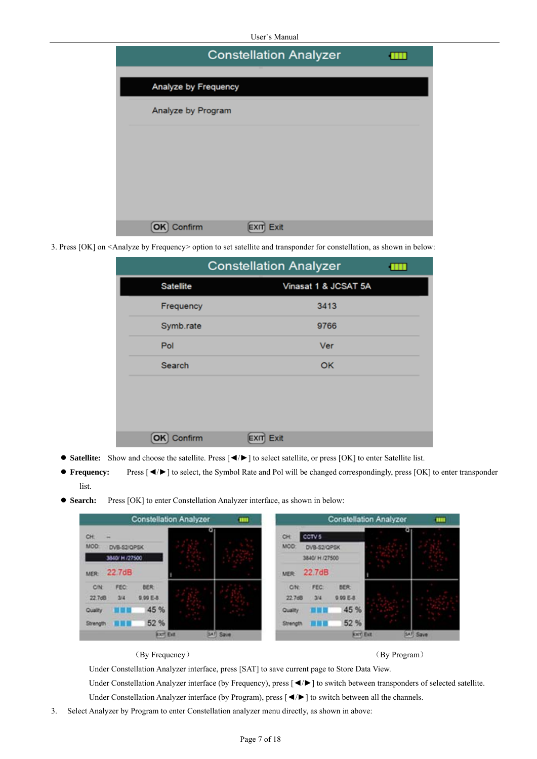3. Press [OK] on <Analyze by Frequency> option to set satellite and transponder for constellation, as shown in below:

- **Satellite:** Show and choose the satellite. Press [◄/►] to select satellite, or press [OK] to enter Satellite list.
- **Frequency:** Press [◄/►] to select, the Symbol Rate and Pol will be changed correspondingly, press [OK] to enter transponder list.
- **Search:** Press [OK] to enter Constellation Analyzer interface, as shown in below:

（By Frequency） （By Program）

Under Constellation Analyzer interface, press [SAT] to save current page to Store Data View.

Under Constellation Analyzer interface (by Frequency), press [◄/►] to switch between transponders of selected satellite.

Under Constellation Analyzer interface (by Program), press [◄/►] to switch between all the channels.

3. Select Analyzer by Program to enter Constellation analyzer menu directly, as shown in above: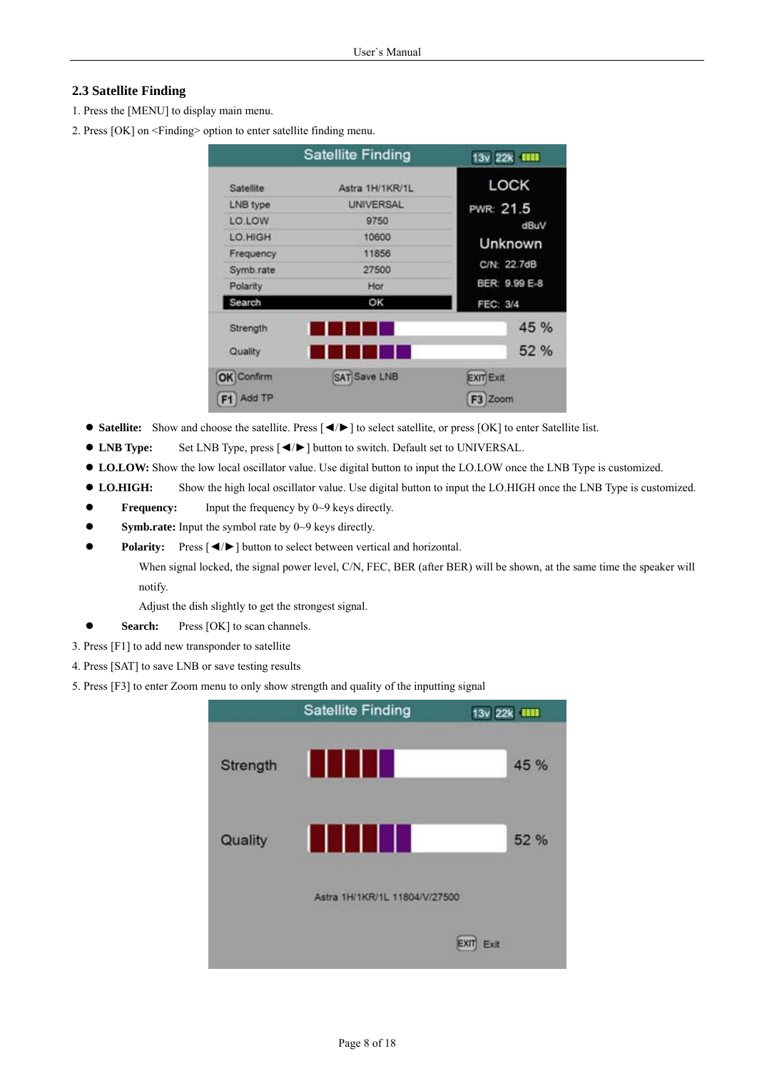## 2.3 Satellite Finding

1. Press the [MENU] to display main menu.
2. Press [OK] on <Finding> option to enter satellite finding menu.

- **Satellite:** Show and choose the satellite. Press [◄/►] to select satellite, or press [OK] to enter Satellite list.
- **LNB Type:** Set LNB Type, press [◄/►] button to switch. Default set to UNIVERSAL.
- **LO.LOW:** Show the low local oscillator value. Use digital button to input the LO.LOW once the LNB Type is customized.
- **LO.HIGH:** Show the high local oscillator value. Use digital button to input the LO.HIGH once the LNB Type is customized.
- **Frequency:** Input the frequency by 0~9 keys directly.
- **Symb.rate:** Input the symbol rate by 0~9 keys directly.
- **Polarity:** Press [◄/►] button to select between vertical and horizontal.

  When signal locked, the signal power level, C/N, FEC, BER (after BER) will be shown, at the same time the speaker will notify.

  Adjust the dish slightly to get the strongest signal.
- **Search:** Press [OK] to scan channels.

3. Press [F1] to add new transponder to satellite
4. Press [SAT] to save LNB or save testing results
5. Press [F3] to enter Zoom menu to only show strength and quality of the inputting signal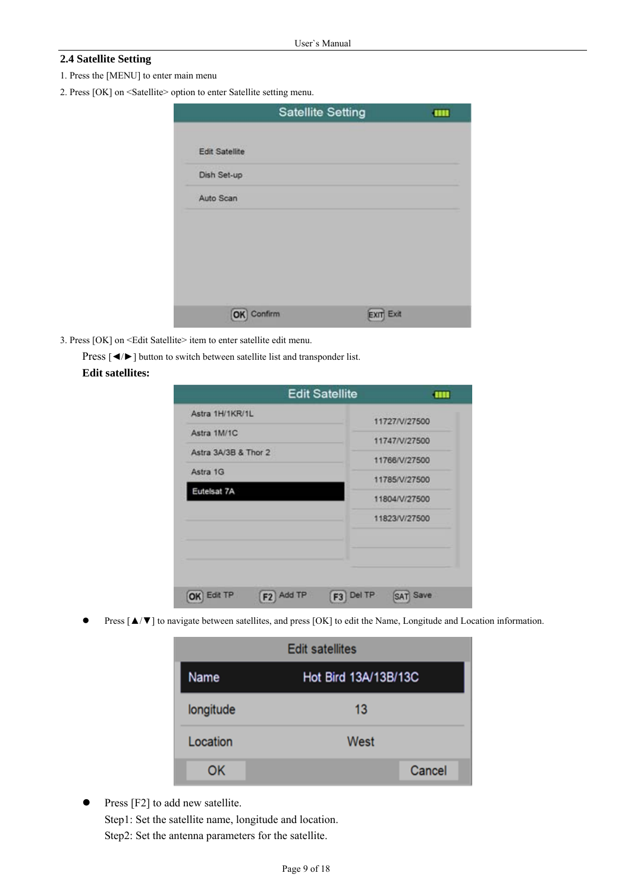## 2.4 Satellite Setting

1. Press the [MENU] to enter main menu
2. Press [OK] on <Satellite> option to enter Satellite setting menu.

3. Press [OK] on <Edit Satellite> item to enter satellite edit menu.

Press [◄/►] button to switch between satellite list and transponder list.

**Edit satellites:**

- Press [▲/▼] to navigate between satellites, and press [OK] to edit the Name, Longitude and Location information.

- Press [F2] to add new satellite.

  Step1: Set the satellite name, longitude and location.

  Step2: Set the antenna parameters for the satellite.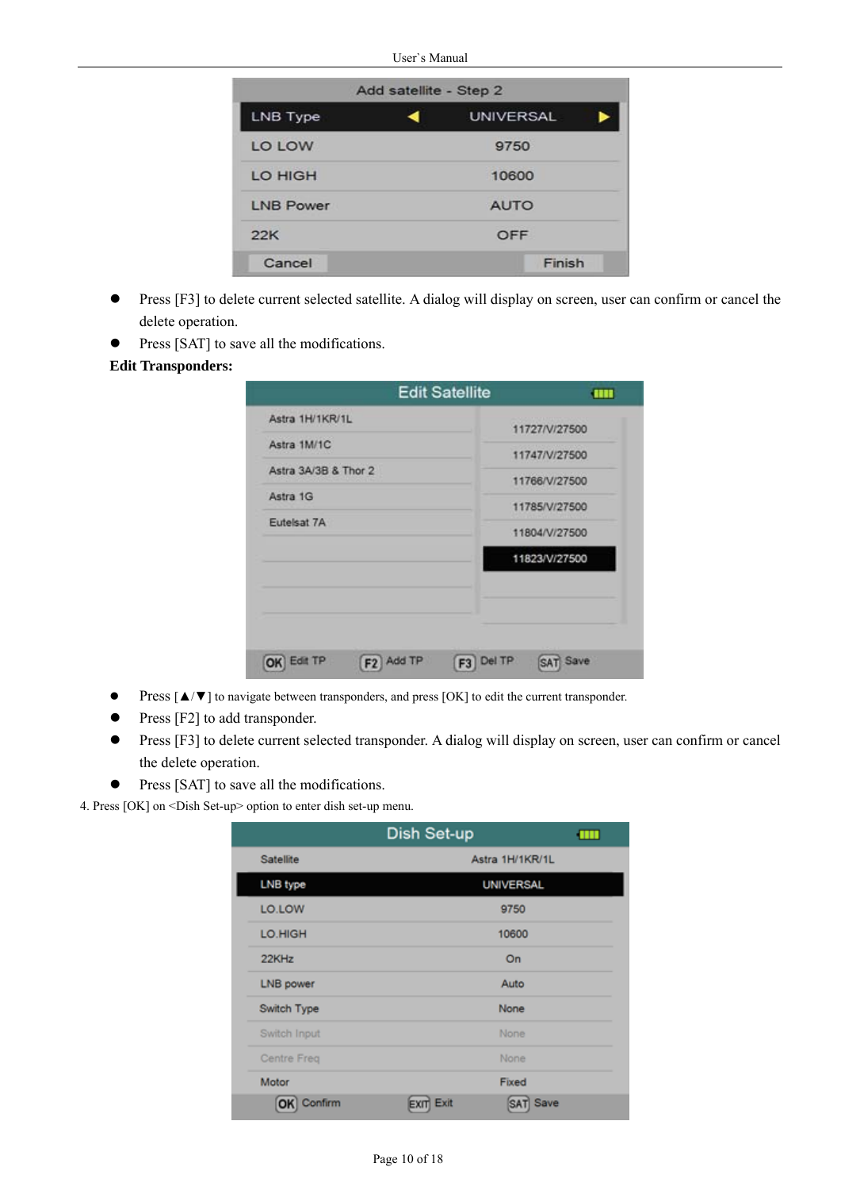- Press [F3] to delete current selected satellite. A dialog will display on screen, user can confirm or cancel the delete operation.
- Press [SAT] to save all the modifications.

**Edit Transponders:**

- Press [▲/▼] to navigate between transponders, and press [OK] to edit the current transponder.
- Press [F2] to add transponder.
- Press [F3] to delete current selected transponder. A dialog will display on screen, user can confirm or cancel the delete operation.
- Press [SAT] to save all the modifications.

4. Press [OK] on <Dish Set-up> option to enter dish set-up menu.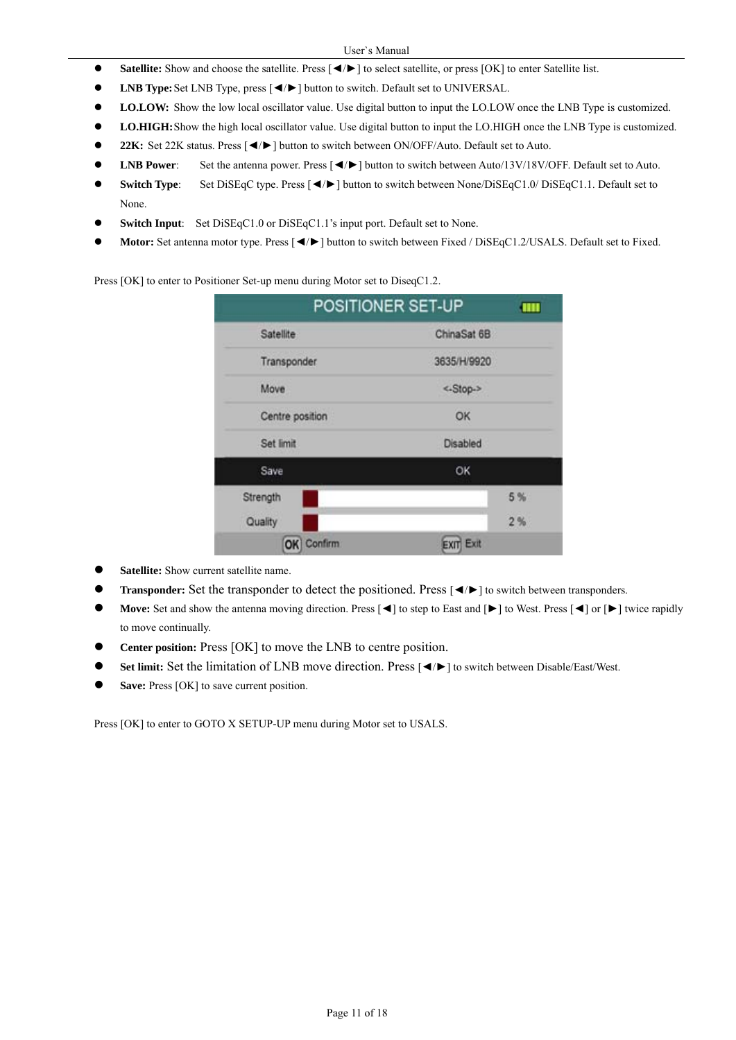- **Satellite:** Show and choose the satellite. Press [◄/►] to select satellite, or press [OK] to enter Satellite list.
- **LNB Type:** Set LNB Type, press [◄/►] button to switch. Default set to UNIVERSAL.
- **LO.LOW:** Show the low local oscillator value. Use digital button to input the LO.LOW once the LNB Type is customized.
- **LO.HIGH:** Show the high local oscillator value. Use digital button to input the LO.HIGH once the LNB Type is customized.
- **22K:** Set 22K status. Press [◄/►] button to switch between ON/OFF/Auto. Default set to Auto.
- **LNB Power**: Set the antenna power. Press [◄/►] button to switch between Auto/13V/18V/OFF. Default set to Auto.
- **Switch Type**: Set DiSEqC type. Press [◄/►] button to switch between None/DiSEqC1.0/ DiSEqC1.1. Default set to None.
- **Switch Input**: Set DiSEqC1.0 or DiSEqC1.1's input port. Default set to None.
- **Motor:** Set antenna motor type. Press [◄/►] button to switch between Fixed / DiSEqC1.2/USALS. Default set to Fixed.

Press [OK] to enter to Positioner Set-up menu during Motor set to DiseqC1.2.

| POSITIONER SET-UP | |
|---|---|
| Satellite | ChinaSat 6B |
| Transponder | 3635/H/9920 |
| Move | <-Stop-> |
| Centre position | OK |
| Set limit | Disabled |
| Save | OK |
| Strength | 5 % |
| Quality | 2 % |
| OK Confirm | EXIT Exit |

- **Satellite:** Show current satellite name.
- **Transponder:** Set the transponder to detect the positioned. Press [◄/►] to switch between transponders.
- **Move:** Set and show the antenna moving direction. Press [◄] to step to East and [►] to West. Press [◄] or [►] twice rapidly to move continually.
- **Center position:** Press [OK] to move the LNB to centre position.
- **Set limit:** Set the limitation of LNB move direction. Press [◄/►] to switch between Disable/East/West.
- **Save:** Press [OK] to save current position.

Press [OK] to enter to GOTO X SETUP-UP menu during Motor set to USALS.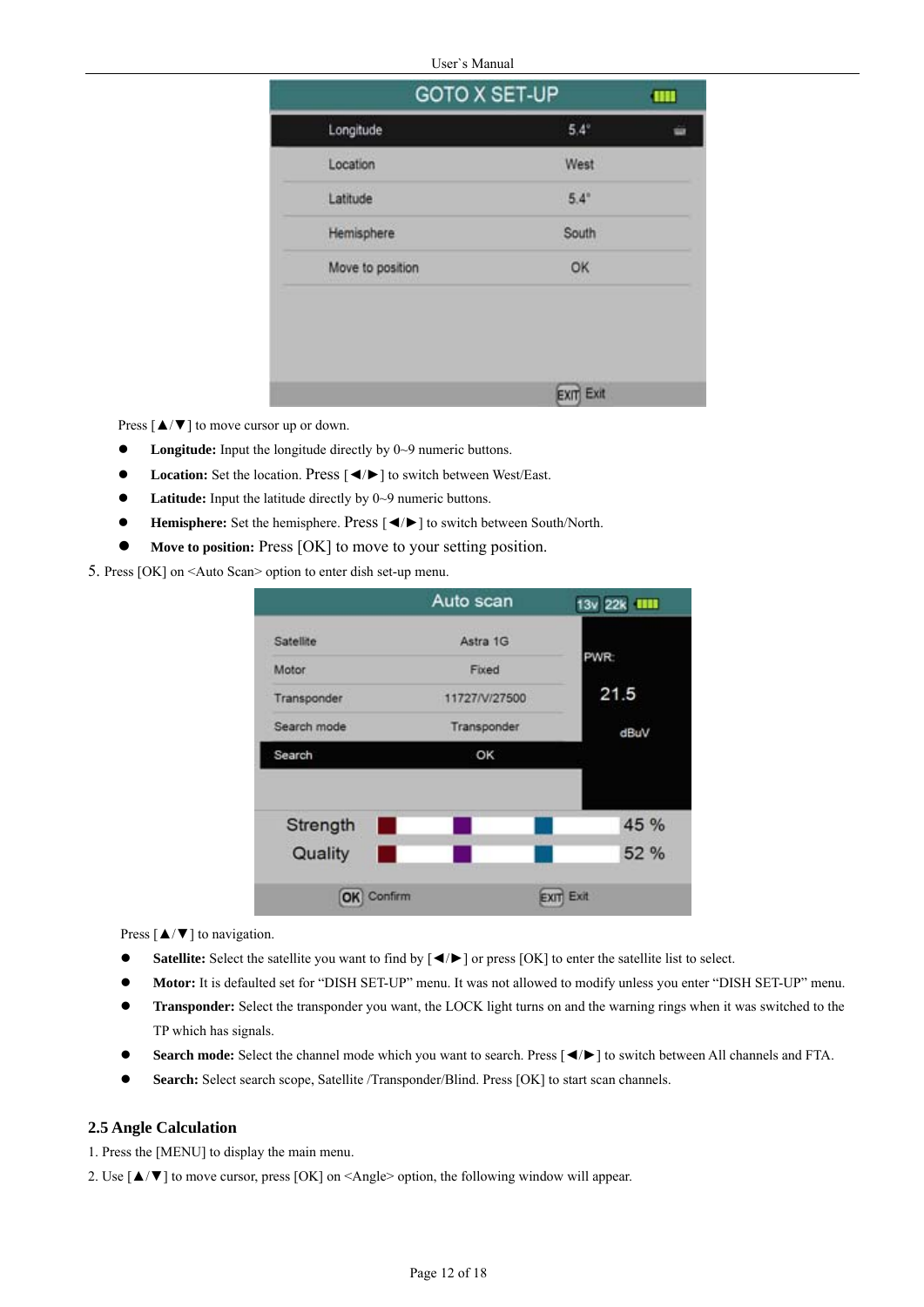Press [▲/▼] to move cursor up or down.

- **Longitude:** Input the longitude directly by 0~9 numeric buttons.
- **Location:** Set the location. Press [◄/►] to switch between West/East.
- **Latitude:** Input the latitude directly by 0~9 numeric buttons.
- **Hemisphere:** Set the hemisphere. Press [◄/►] to switch between South/North.
- **Move to position:** Press [OK] to move to your setting position.

5. Press [OK] on <Auto Scan> option to enter dish set-up menu.

Press [▲/▼] to navigation.

- **Satellite:** Select the satellite you want to find by [◄/►] or press [OK] to enter the satellite list to select.
- **Motor:** It is defaulted set for "DISH SET-UP" menu. It was not allowed to modify unless you enter "DISH SET-UP" menu.
- **Transponder:** Select the transponder you want, the LOCK light turns on and the warning rings when it was switched to the TP which has signals.
- **Search mode:** Select the channel mode which you want to search. Press [◄/►] to switch between All channels and FTA.
- **Search:** Select search scope, Satellite /Transponder/Blind. Press [OK] to start scan channels.

## 2.5 Angle Calculation

1. Press the [MENU] to display the main menu.
2. Use [▲/▼] to move cursor, press [OK] on <Angle> option, the following window will appear.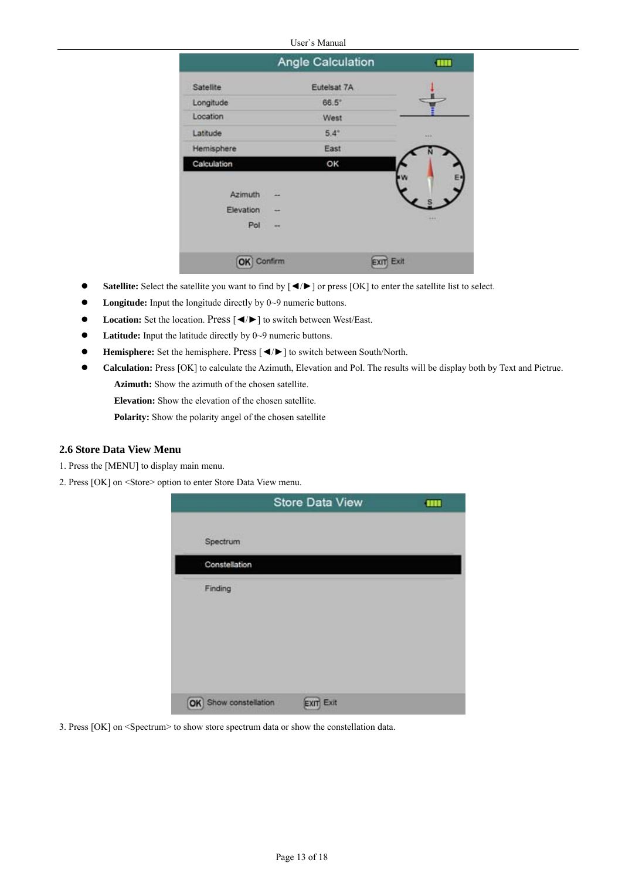- **Satellite:** Select the satellite you want to find by [◄/►] or press [OK] to enter the satellite list to select.
- **Longitude:** Input the longitude directly by 0~9 numeric buttons.
- **Location:** Set the location. Press [◄/►] to switch between West/East.
- **Latitude:** Input the latitude directly by 0~9 numeric buttons.
- **Hemisphere:** Set the hemisphere. Press [◄/►] to switch between South/North.
- **Calculation:** Press [OK] to calculate the Azimuth, Elevation and Pol. The results will be display both by Text and Pictrue.

  **Azimuth:** Show the azimuth of the chosen satellite.

  **Elevation:** Show the elevation of the chosen satellite.

  **Polarity:** Show the polarity angel of the chosen satellite

### 2.6 Store Data View Menu

1. Press the [MENU] to display main menu.
2. Press [OK] on <Store> option to enter Store Data View menu.
3. Press [OK] on <Spectrum> to show store spectrum data or show the constellation data.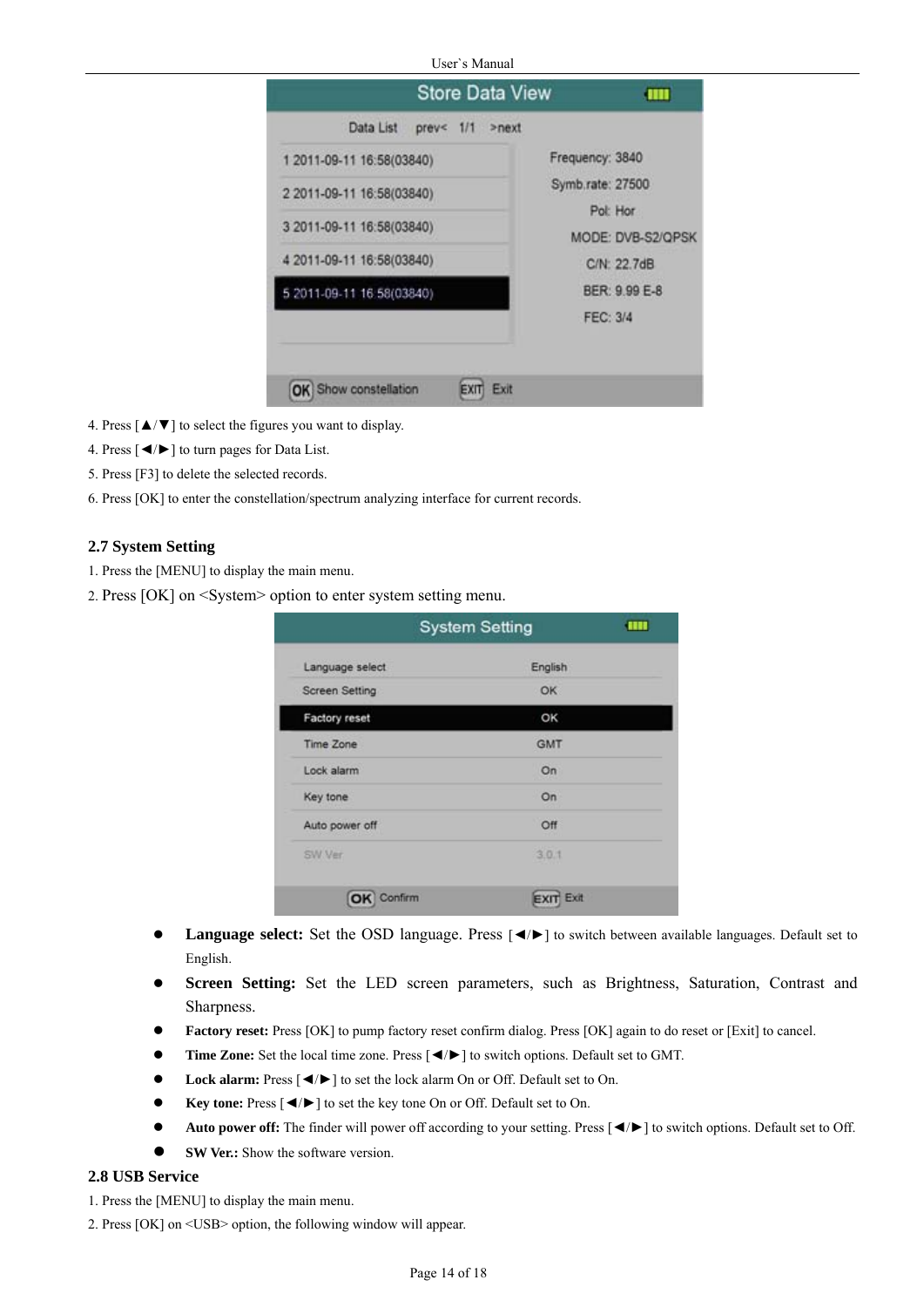4. Press [▲/▼] to select the figures you want to display.

4. Press [◄/►] to turn pages for Data List.

5. Press [F3] to delete the selected records.

6. Press [OK] to enter the constellation/spectrum analyzing interface for current records.

## 2.7 System Setting

1. Press the [MENU] to display the main menu.

2. Press [OK] on <System> option to enter system setting menu.

- **Language select:** Set the OSD language. Press [◄/►] to switch between available languages. Default set to English.
- **Screen Setting:** Set the LED screen parameters, such as Brightness, Saturation, Contrast and Sharpness.
- **Factory reset:** Press [OK] to pump factory reset confirm dialog. Press [OK] again to do reset or [Exit] to cancel.
- **Time Zone:** Set the local time zone. Press [◄/►] to switch options. Default set to GMT.
- **Lock alarm:** Press [◄/►] to set the lock alarm On or Off. Default set to On.
- **Key tone:** Press [◄/►] to set the key tone On or Off. Default set to On.
- **Auto power off:** The finder will power off according to your setting. Press [◄/►] to switch options. Default set to Off.
- **SW Ver.:** Show the software version.

## 2.8 USB Service

1. Press the [MENU] to display the main menu.

2. Press [OK] on <USB> option, the following window will appear.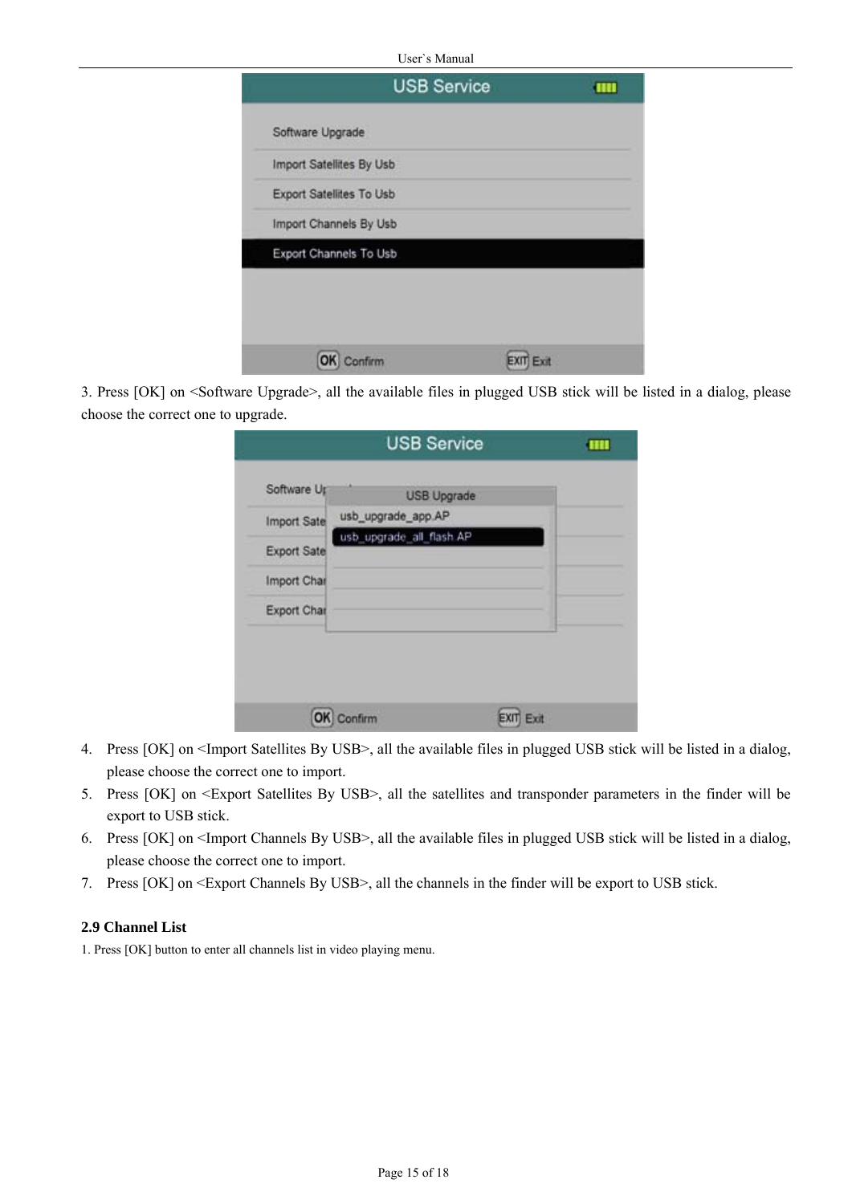3. Press [OK] on <Software Upgrade>, all the available files in plugged USB stick will be listed in a dialog, please choose the correct one to upgrade.

4. Press [OK] on <Import Satellites By USB>, all the available files in plugged USB stick will be listed in a dialog, please choose the correct one to import.
5. Press [OK] on <Export Satellites By USB>, all the satellites and transponder parameters in the finder will be export to USB stick.
6. Press [OK] on <Import Channels By USB>, all the available files in plugged USB stick will be listed in a dialog, please choose the correct one to import.
7. Press [OK] on <Export Channels By USB>, all the channels in the finder will be export to USB stick.

### 2.9 Channel List

1. Press [OK] button to enter all channels list in video playing menu.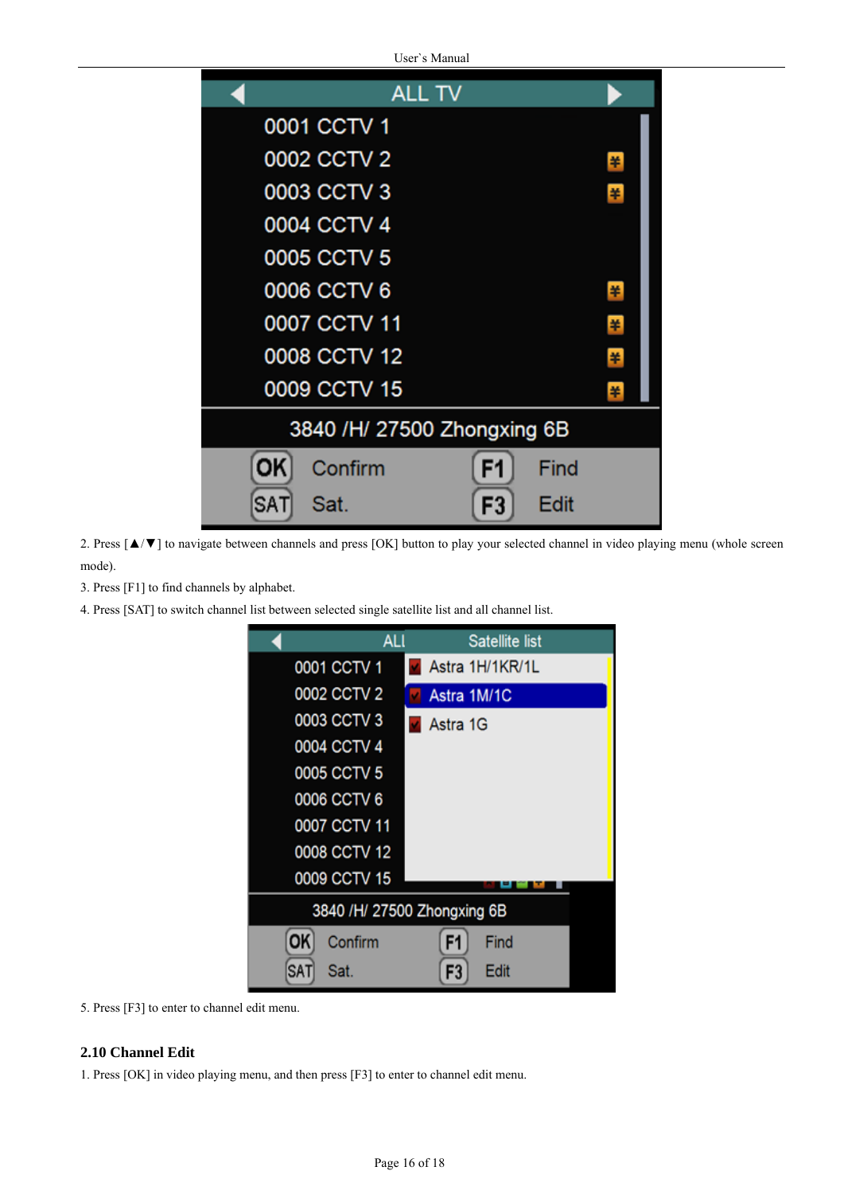2. Press [▲/▼] to navigate between channels and press [OK] button to play your selected channel in video playing menu (whole screen mode).

3. Press [F1] to find channels by alphabet.

4. Press [SAT] to switch channel list between selected single satellite list and all channel list.

5. Press [F3] to enter to channel edit menu.

## 2.10 Channel Edit

1. Press [OK] in video playing menu, and then press [F3] to enter to channel edit menu.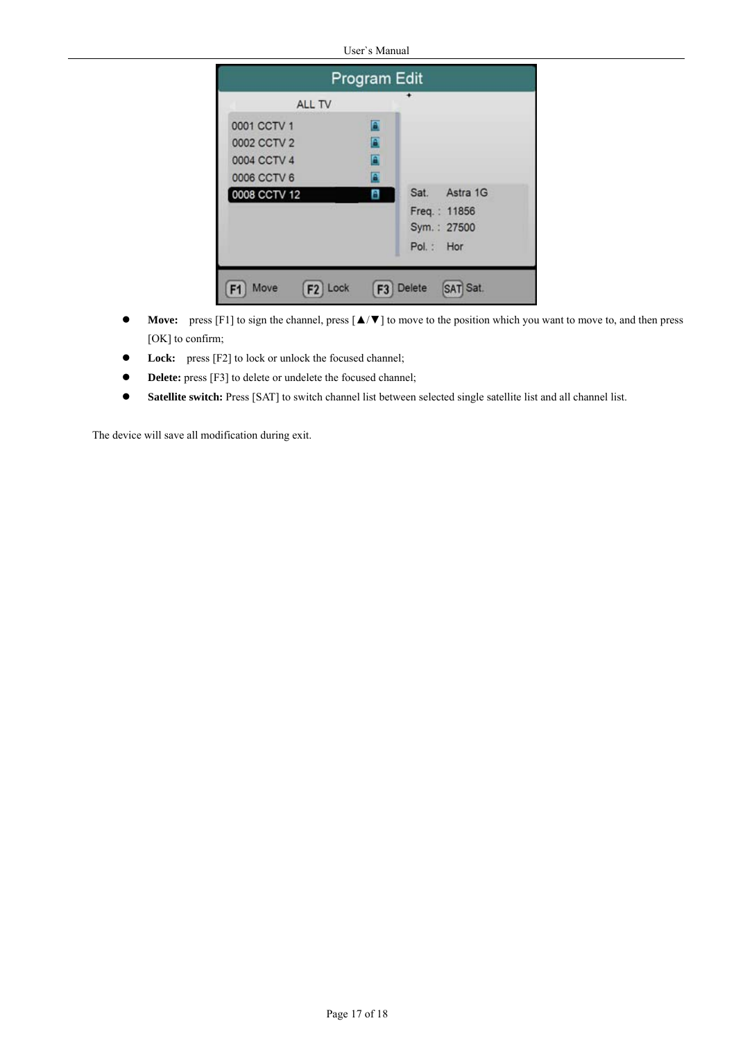- **Move:** press [F1] to sign the channel, press [▲/▼] to move to the position which you want to move to, and then press [OK] to confirm;
- **Lock:** press [F2] to lock or unlock the focused channel;
- **Delete:** press [F3] to delete or undelete the focused channel;
- **Satellite switch:** Press [SAT] to switch channel list between selected single satellite list and all channel list.

The device will save all modification during exit.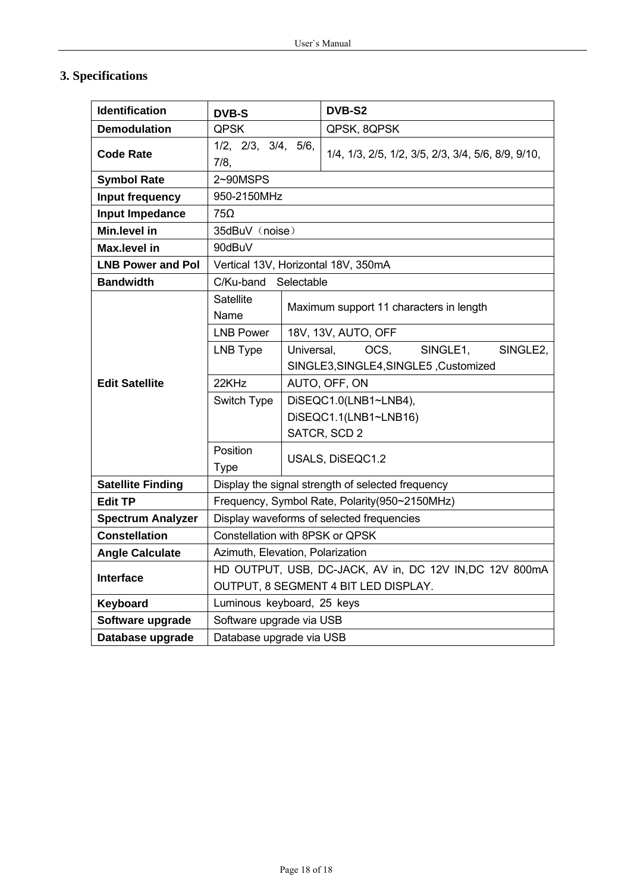## 3. Specifications

| Identification | DVB-S | | DVB-S2 |
|---|---|---|---|
| Demodulation | QPSK | | QPSK, 8QPSK |
| Code Rate | 1/2, 2/3, 3/4, 5/6, 7/8, | | 1/4, 1/3, 2/5, 1/2, 3/5, 2/3, 3/4, 5/6, 8/9, 9/10, |
| Symbol Rate | 2~90MSPS | | |
| Input frequency | 950-2150MHz | | |
| Input Impedance | 75Ω | | |
| Min.level in | 35dBuV（noise） | | |
| Max.level in | 90dBuV | | |
| LNB Power and Pol | Vertical 13V, Horizontal 18V, 350mA | | |
| Bandwidth | C/Ku-band Selectable | | |
| Edit Satellite | Satellite Name | Maximum support 11 characters in length | |
| | LNB Power | 18V, 13V, AUTO, OFF | |
| | LNB Type | Universal, OCS, SINGLE1, SINGLE2, SINGLE3,SINGLE4,SINGLE5 ,Customized | |
| | 22KHz | AUTO, OFF, ON | |
| | Switch Type | DiSEQC1.0(LNB1~LNB4), DiSEQC1.1(LNB1~LNB16) SATCR, SCD 2 | |
| | Position Type | USALS, DiSEQC1.2 | |
| Satellite Finding | Display the signal strength of selected frequency | | |
| Edit TP | Frequency, Symbol Rate, Polarity(950~2150MHz) | | |
| Spectrum Analyzer | Display waveforms of selected frequencies | | |
| Constellation | Constellation with 8PSK or QPSK | | |
| Angle Calculate | Azimuth, Elevation, Polarization | | |
| Interface | HD OUTPUT, USB, DC-JACK, AV in, DC 12V IN,DC 12V 800mA OUTPUT, 8 SEGMENT 4 BIT LED DISPLAY. | | |
| Keyboard | Luminous keyboard, 25 keys | | |
| Software upgrade | Software upgrade via USB | | |
| Database upgrade | Database upgrade via USB | | |